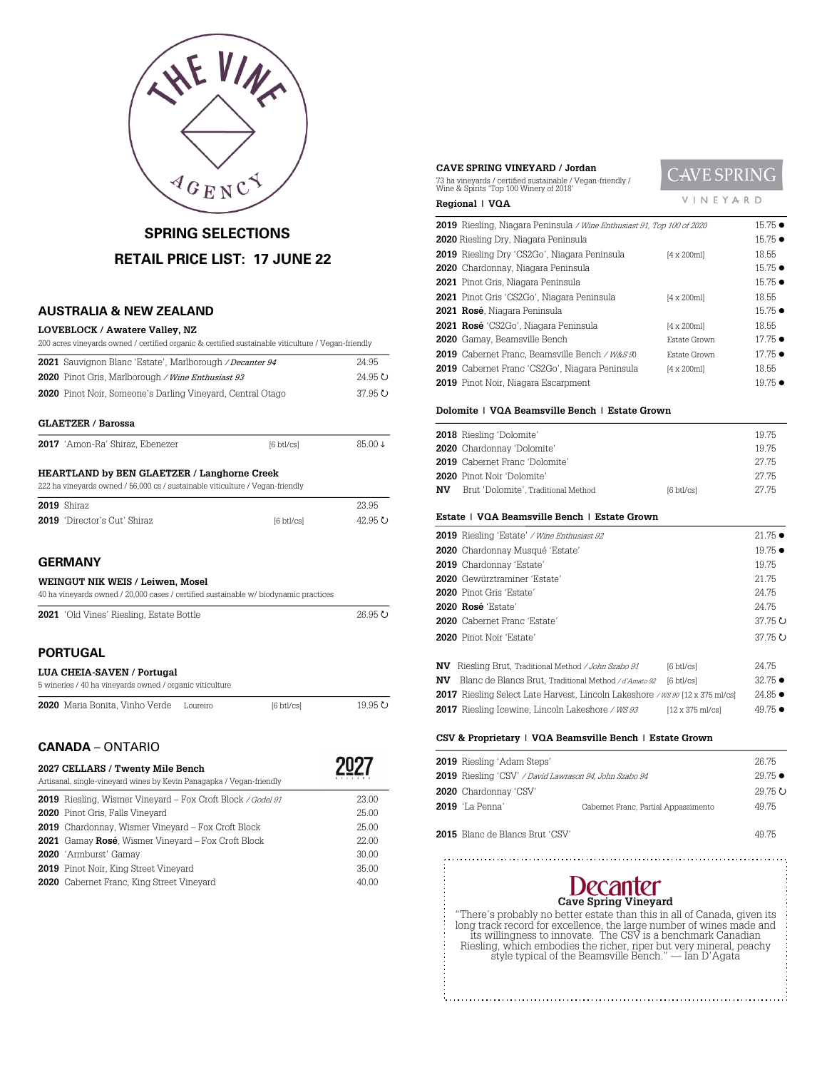THE VINE AGENCY

## SPRING SELECTIONS

## RETAIL PRICE LIST: 17 JUNE 22

## AUSTRALIA & NEW ZEALAND

### LOVEBLOCK / Awatere Valley, NZ

200 acres vineyards owned / certified organic & certified sustainable viticulture / Vegan-friendly

| | | |
|---|---|---|
| **2021** Sauvignon Blanc 'Estate', Marlborough */ Decanter 94* | | 24.95 |
| **2020** Pinot Gris, Marlborough */ Wine Enthusiast 93* | | 24.95 ↻ |
| **2020** Pinot Noir, Someone's Darling Vineyard, Central Otago | | 37.95 ↻ |

### GLAETZER / Barossa

| | | |
|---|---|---|
| **2017** 'Amon-Ra' Shiraz, Ebenezer | [6 btl/cs] | 85.00 ↓ |

### HEARTLAND by BEN GLAETZER / Langhorne Creek

222 ha vineyards owned / 56,000 cs / sustainable viticulture / Vegan-friendly

| | | |
|---|---|---|
| **2019** Shiraz | | 23.95 |
| **2019** 'Director's Cut' Shiraz | [6 btl/cs] | 42.95 ↻ |

## GERMANY

### WEINGUT NIK WEIS / Leiwen, Mosel

40 ha vineyards owned / 20,000 cases / certified sustainable w/ biodynamic practices

| | |
|---|---|
| **2021** 'Old Vines' Riesling, Estate Bottle | 26.95 ↻ |

## PORTUGAL

### LUA CHEIA-SAVEN / Portugal

5 wineries / 40 ha vineyards owned / organic viticulture

| | | |
|---|---|---|
| **2020** Maria Bonita, Vinho Verde Loureiro | [6 btl/cs] | 19.95 ↻ |

## CANADA – ONTARIO

### 2027 CELLARS / Twenty Mile Bench

Artisanal, single-vineyard wines by Kevin Panagapka / Vegan-friendly

| | |
|---|---|
| **2019** Riesling, Wismer Vineyard – Fox Croft Block */ Godel 91* | 23.00 |
| **2020** Pinot Gris, Falls Vineyard | 25.00 |
| **2019** Chardonnay, Wismer Vineyard – Fox Croft Block | 25.00 |
| **2021** Gamay **Rosé**, Wismer Vineyard – Fox Croft Block | 22.00 |
| **2020** 'Armburst' Gamay | 30.00 |
| **2019** Pinot Noir, King Street Vineyard | 35.00 |
| **2020** Cabernet Franc, King Street Vineyard | 40.00 |

### CAVE SPRING VINEYARD / Jordan

73 ha vineyards / certified sustainable / Vegan-friendly / Wine & Spirits 'Top 100 Winery of 2018'

**Regional | VQA**

| | | |
|---|---|---|
| **2019** Riesling, Niagara Peninsula */ Wine Enthusiast 91, Top 100 of 2020* | | 15.75 ● |
| **2020** Riesling Dry, Niagara Peninsula | | 15.75 ● |
| **2019** Riesling Dry 'CS2Go', Niagara Peninsula | [4 x 200ml] | 18.55 |
| **2020** Chardonnay, Niagara Peninsula | | 15.75 ● |
| **2021** Pinot Gris, Niagara Peninsula | | 15.75 ● |
| **2021** Pinot Gris 'CS2Go', Niagara Peninsula | [4 x 200ml] | 18.55 |
| **2021** **Rosé**, Niagara Peninsula | | 15.75 ● |
| **2021** **Rosé** 'CS2Go', Niagara Peninsula | [4 x 200ml] | 18.55 |
| **2020** Gamay, Beamsville Bench | Estate Grown | 17.75 ● |
| **2019** Cabernet Franc, Beamsville Bench */ W&S 90* | Estate Grown | 17.75 ● |
| **2019** Cabernet Franc 'CS2Go', Niagara Peninsula | [4 x 200ml] | 18.55 |
| **2019** Pinot Noir, Niagara Escarpment | | 19.75 ● |

**Dolomite | VQA Beamsville Bench | Estate Grown**

| | | |
|---|---|---|
| **2018** Riesling 'Dolomite' | | 19.75 |
| **2020** Chardonnay 'Dolomite' | | 19.75 |
| **2019** Cabernet Franc 'Dolomite' | | 27.75 |
| **2020** Pinot Noir 'Dolomite' | | 27.75 |
| **NV** Brut 'Dolomite', Traditional Method | [6 btl/cs] | 27.75 |

**Estate | VQA Beamsville Bench | Estate Grown**

| | | |
|---|---|---|
| **2019** Riesling 'Estate' */ Wine Enthusiast 92* | | 21.75 ● |
| **2020** Chardonnay Musqué 'Estate' | | 19.75 ● |
| **2019** Chardonnay 'Estate' | | 19.75 |
| **2020** Gewürztraminer 'Estate' | | 21.75 |
| **2020** Pinot Gris 'Estate' | | 24.75 |
| **2020** **Rosé** 'Estate' | | 24.75 |
| **2020** Cabernet Franc 'Estate' | | 37.75 ↻ |
| **2020** Pinot Noir 'Estate' | | 37.75 ↻ |
| **NV** Riesling Brut, Traditional Method */ John Szabo 91* | [6 btl/cs] | 24.75 |
| **NV** Blanc de Blancs Brut, Traditional Method */ d'Amato 92* | [6 btl/cs] | 32.75 ● |
| **2017** Riesling Select Late Harvest, Lincoln Lakeshore */ WS 90* | [12 x 375 ml/cs] | 24.85 ● |
| **2017** Riesling Icewine, Lincoln Lakeshore */ WS 93* | [12 x 375 ml/cs] | 49.75 ● |

**CSV & Proprietary | VQA Beamsville Bench | Estate Grown**

| | | |
|---|---|---|
| **2019** Riesling 'Adam Steps' | | 26.75 |
| **2019** Riesling 'CSV' */ David Lawrason 94, John Szabo 94* | | 29.75 ● |
| **2020** Chardonnay 'CSV' | | 29.75 ↻ |
| **2019** 'La Penna' | Cabernet Franc, Partial Appassimento | 49.75 |
| **2015** Blanc de Blancs Brut 'CSV' | | 49.75 |

**Decanter**
**Cave Spring Vineyard**

"There's probably no better estate than this in all of Canada, given its long track record for excellence, the large number of wines made and its willingness to innovate. The CSV is a benchmark Canadian Riesling, which embodies the richer, riper but very mineral, peachy style typical of the Beamsville Bench." — Ian D'Agata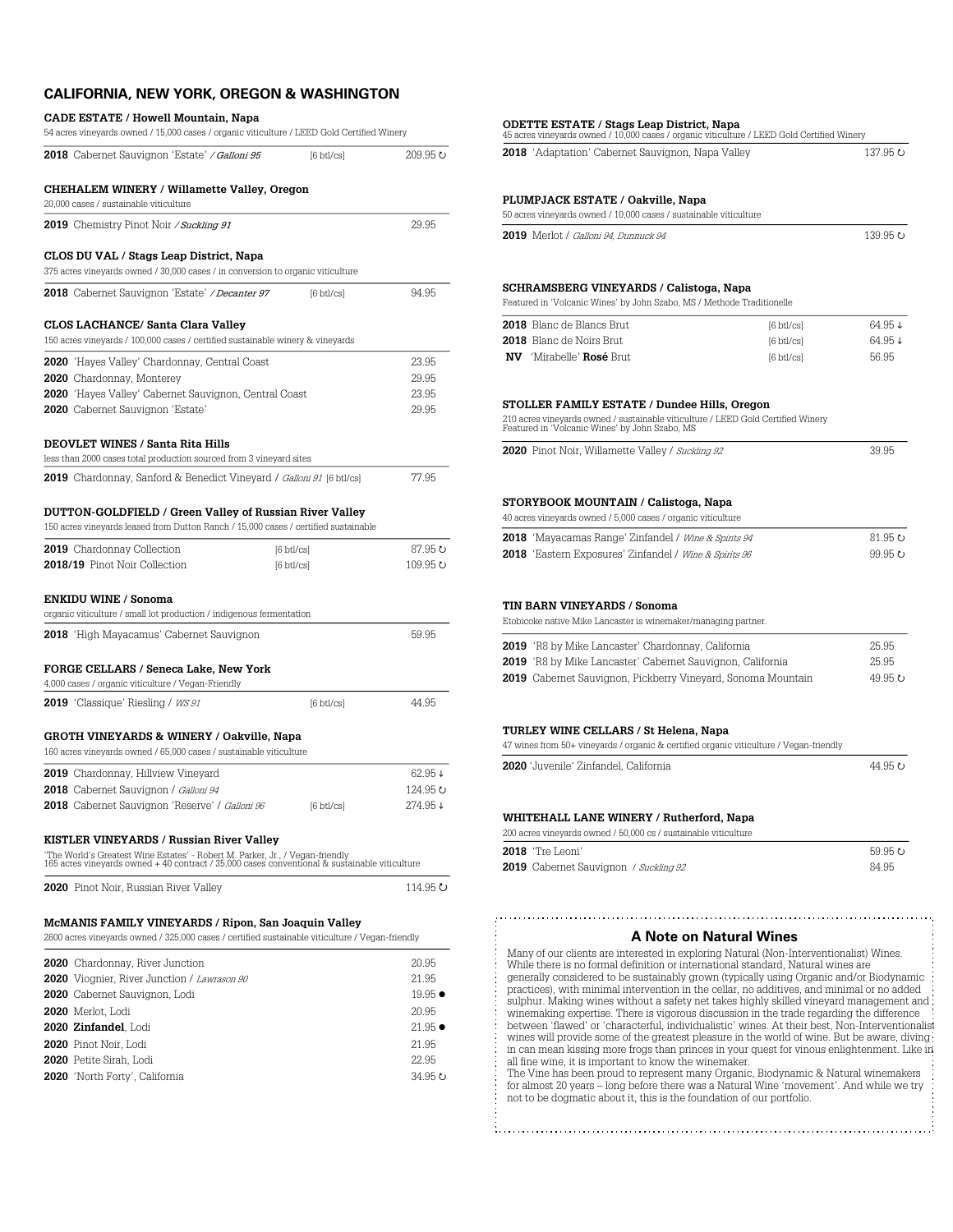## CALIFORNIA, NEW YORK, OREGON & WASHINGTON

### CADE ESTATE / Howell Mountain, Napa

54 acres vineyards owned / 15,000 cases / organic viticulture / LEED Gold Certified Winery

| | | |
|---|---|---|
| **2018** Cabernet Sauvignon 'Estate' / *Galloni 95* | [6 btl/cs] | 209.95 ↻ |

### CHEHALEM WINERY / Willamette Valley, Oregon

20,000 cases / sustainable viticulture

| | | |
|---|---|---|
| **2019** Chemistry Pinot Noir / *Suckling 91* | | 29.95 |

### CLOS DU VAL / Stags Leap District, Napa

375 acres vineyards owned / 30,000 cases / in conversion to organic viticulture

| | | |
|---|---|---|
| **2018** Cabernet Sauvignon 'Estate' / *Decanter 97* | [6 btl/cs] | 94.95 |

### CLOS LACHANCE/ Santa Clara Valley

150 acres vineyards / 100,000 cases / certified sustainable winery & vineyards

| | |
|---|---|
| **2020** 'Hayes Valley' Chardonnay, Central Coast | 23.95 |
| **2020** Chardonnay, Monterey | 29.95 |
| **2020** 'Hayes Valley' Cabernet Sauvignon, Central Coast | 23.95 |
| **2020** Cabernet Sauvignon 'Estate' | 29.95 |

### DEOVLET WINES / Santa Rita Hills

less than 2000 cases total production sourced from 3 vineyard sites

| | | |
|---|---|---|
| **2019** Chardonnay, Sanford & Benedict Vineyard / *Galloni 91* | [6 btl/cs] | 77.95 |

### DUTTON-GOLDFIELD / Green Valley of Russian River Valley

150 acres vineyards leased from Dutton Ranch / 15,000 cases / certified sustainable

| | | |
|---|---|---|
| **2019** Chardonnay Collection | [6 btl/cs] | 87.95 ↻ |
| **2018/19** Pinot Noir Collection | [6 btl/cs] | 109.95 ↻ |

### ENKIDU WINE / Sonoma

organic viticulture / small lot production / indigenous fermentation

| | |
|---|---|
| **2018** 'High Mayacamus' Cabernet Sauvignon | 59.95 |

### FORGE CELLARS / Seneca Lake, New York

4,000 cases / organic viticulture / Vegan-Friendly

| | | |
|---|---|---|
| **2019** 'Classique' Riesling / *WS 91* | [6 btl/cs] | 44.95 |

### GROTH VINEYARDS & WINERY / Oakville, Napa

160 acres vineyards owned / 65,000 cases / sustainable viticulture

| | | |
|---|---|---|
| **2019** Chardonnay, Hillview Vineyard | | 62.95 ↓ |
| **2018** Cabernet Sauvignon / *Galloni 94* | | 124.95 ↻ |
| **2018** Cabernet Sauvignon 'Reserve' / *Galloni 96* | [6 btl/cs] | 274.95 ↓ |

### KISTLER VINEYARDS / Russian River Valley

'The World's Greatest Wine Estates' - Robert M. Parker, Jr., / Vegan-friendly
165 acres vineyards owned + 40 contract / 35,000 cases conventional & sustainable viticulture

| | |
|---|---|
| **2020** Pinot Noir, Russian River Valley | 114.95 ↻ |

### McMANIS FAMILY VINEYARDS / Ripon, San Joaquin Valley

2600 acres vineyards owned / 325,000 cases / certified sustainable viticulture / Vegan-friendly

| | |
|---|---|
| **2020** Chardonnay, River Junction | 20.95 |
| **2020** Viognier, River Junction / *Lawrason 90* | 21.95 |
| **2020** Cabernet Sauvignon, Lodi | 19.95 ● |
| **2020** Merlot, Lodi | 20.95 |
| **2020 Zinfandel**, Lodi | 21.95 ● |
| **2020** Pinot Noir, Lodi | 21.95 |
| **2020** Petite Sirah, Lodi | 22.95 |
| **2020** 'North Forty', California | 34.95 ↻ |

### ODETTE ESTATE / Stags Leap District, Napa

45 acres vineyards owned / 10,000 cases / organic viticulture / LEED Gold Certified Winery

| | |
|---|---|
| **2018** 'Adaptation' Cabernet Sauvignon, Napa Valley | 137.95 ↻ |

### PLUMPJACK ESTATE / Oakville, Napa

50 acres vineyards owned / 10,000 cases / sustainable viticulture

| | |
|---|---|
| **2019** Merlot / *Galloni 94, Dunnuck 94* | 139.95 ↻ |

### SCHRAMSBERG VINEYARDS / Calistoga, Napa

Featured in 'Volcanic Wines' by John Szabo, MS / Methode Traditionelle

| | | |
|---|---|---|
| **2018** Blanc de Blancs Brut | [6 btl/cs] | 64.95 ↓ |
| **2018** Blanc de Noirs Brut | [6 btl/cs] | 64.95 ↓ |
| **NV** 'Mirabelle' **Rosé** Brut | [6 btl/cs] | 56.95 |

### STOLLER FAMILY ESTATE / Dundee Hills, Oregon

210 acres vineyards owned / sustainable viticulture / LEED Gold Certified Winery
Featured in 'Volcanic Wines' by John Szabo, MS

| | |
|---|---|
| **2020** Pinot Noir, Willamette Valley / *Suckling 92* | 39.95 |

### STORYBOOK MOUNTAIN / Calistoga, Napa

40 acres vineyards owned / 5,000 cases / organic viticulture

| | |
|---|---|
| **2018** 'Mayacamas Range' Zinfandel / *Wine & Spirits 94* | 81.95 ↻ |
| **2018** 'Eastern Exposures' Zinfandel / *Wine & Spirits 96* | 99.95 ↻ |

### TIN BARN VINEYARDS / Sonoma

Etobicoke native Mike Lancaster is winemaker/managing partner.

| | |
|---|---|
| **2019** 'R8 by Mike Lancaster' Chardonnay, California | 25.95 |
| **2019** 'R8 by Mike Lancaster' Cabernet Sauvignon, California | 25.95 |
| **2019** Cabernet Sauvignon, Pickberry Vineyard, Sonoma Mountain | 49.95 ↻ |

### TURLEY WINE CELLARS / St Helena, Napa

47 wines from 50+ vineyards / organic & certified organic viticulture / Vegan-friendly

| | |
|---|---|
| **2020** 'Juvenile' Zinfandel, California | 44.95 ↻ |

### WHITEHALL LANE WINERY / Rutherford, Napa

200 acres vineyards owned / 50,000 cs / sustainable viticulture

| | |
|---|---|
| **2018** 'Tre Leoni' | 59.95 ↻ |
| **2019** Cabernet Sauvignon / *Suckling 92* | 84.95 |

### A Note on Natural Wines

Many of our clients are interested in exploring Natural (Non-Interventionalist) Wines. While there is no formal definition or international standard, Natural wines are generally considered to be sustainably grown (typically using Organic and/or Biodynamic practices), with minimal intervention in the cellar, no additives, and minimal or no added sulphur. Making wines without a safety net takes highly skilled vineyard management and winemaking expertise. There is vigorous discussion in the trade regarding the difference between 'flawed' or 'characterful, individualistic' wines. At their best, Non-Interventionalist wines will provide some of the greatest pleasure in the world of wine. But be aware, diving in can mean kissing more frogs than princes in your quest for vinous enlightenment. Like in all fine wine, it is important to know the winemaker.

The Vine has been proud to represent many Organic, Biodynamic & Natural winemakers for almost 20 years – long before there was a Natural Wine 'movement'. And while we try not to be dogmatic about it, this is the foundation of our portfolio.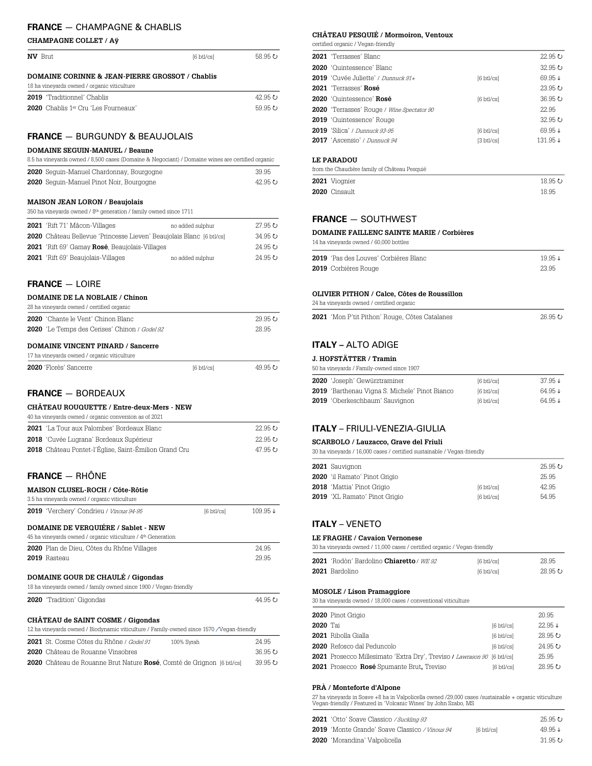## FRANCE — CHAMPAGNE & CHABLIS

### CHAMPAGNE COLLET / Aÿ

| | | |
|---|---|---|
| **NV** Brut | [6 btl/cs] | 58.95 ↻ |

### DOMAINE CORINNE & JEAN-PIERRE GROSSOT / Chablis

18 ha vineyards owned / organic viticulture

| | | |
|---|---|---|
| **2019** 'Traditionnel' Chablis | | 42.95 ↻ |
| **2020** Chablis 1er Cru 'Les Fourneaux' | | 59.95 ↻ |

## FRANCE — BURGUNDY & BEAUJOLAIS

### DOMAINE SEGUIN-MANUEL / Beaune

8.5 ha vineyards owned / 8,500 cases (Domaine & Negociant) / Domaine wines are certified organic

| | | |
|---|---|---|
| **2020** Seguin-Manuel Chardonnay, Bourgogne | | 39.95 |
| **2020** Seguin-Manuel Pinot Noir, Bourgogne | | 42.95 ↻ |

### MAISON JEAN LORON / Beaujolais

350 ha vineyards owned / 8th generation / family owned since 1711

| | | |
|---|---|---|
| **2021** 'Rift 71' Mâcon-Villages | no added sulphur | 27.95 ↻ |
| **2020** Château Bellevue 'Princesse Lieven' Beaujolais Blanc | [6 btl/cs] | 34.95 ↻ |
| **2021** 'Rift 69' Gamay **Rosé**, Beaujolais-Villages | | 24.95 ↻ |
| **2021** 'Rift 69' Beaujolais-Villages | no added sulphur | 24.95 ↻ |

## FRANCE — LOIRE

### DOMAINE DE LA NOBLAIE / Chinon

28 ha vineyards owned / certified organic

| | | |
|---|---|---|
| **2020** 'Chante le Vent' Chinon Blanc | | 29.95 ↻ |
| **2020** 'Le Temps des Cerises' Chinon / *Godel 92* | | 28.95 |

### DOMAINE VINCENT PINARD / Sancerre

17 ha vineyards owned / organic viticulture

| | | |
|---|---|---|
| **2020** 'Florès' Sancerre | [6 btl/cs] | 49.95 ↻ |

## FRANCE — BORDEAUX

### CHÂTEAU ROUQUETTE / Entre-deux-Mers - NEW

40 ha vineyards owned / organic conversion as of 2021

| | | |
|---|---|---|
| **2021** 'La Tour aux Palombes' Bordeaux Blanc | | 22.95 ↻ |
| **2018** 'Cuvée Lugrana' Bordeaux Supérieur | | 22.95 ↻ |
| **2018** Château Pontet-l'Église, Saint-Émilion Grand Cru | | 47.95 ↻ |

## FRANCE — RHÔNE

### MAISON CLUSEL-ROCH / Côte-Rôtie

3.5 ha vineyards owned / organic viticulture

| | | |
|---|---|---|
| **2019** 'Verchery' Condrieu / *Vinous 94-95* | [6 btl/cs] | 109.95 ↓ |

### DOMAINE DE VERQUIÉRE / Sablet - NEW

45 ha vineyards owned / organic viticulture / 4th Generation

| | | |
|---|---|---|
| **2020** Plan de Dieu, Côtes du Rhône Villages | | 24.95 |
| **2019** Rasteau | | 29.95 |

### DOMAINE GOUR DE CHAULÉ / Gigondas

18 ha vineyards owned / family owned since 1900 / Vegan-friendly

| | | |
|---|---|---|
| **2020** 'Tradition' Gigondas | | 44.95 ↻ |

### CHÂTEAU de SAINT COSME / Gigondas

12 ha vineyards owned / Biodynamic viticulture / Family-owned since 1570 / Vegan-friendly

| | | |
|---|---|---|
| **2021** St. Cosme Côtes du Rhône / *Godel 91* | 100% Syrah | 24.95 |
| **2020** Château de Rouanne Vinsobres | | 36.95 ↻ |
| **2020** Château de Rouanne Brut Nature **Rosé**, Comté de Grignon | [6 btl/cs] | 39.95 ↻ |

### CHÂTEAU PESQUIÉ / Mormoiron, Ventoux

certified organic / Vegan-friendly

| | | |
|---|---|---|
| **2021** 'Terrasses' Blanc | | 22.95 ↻ |
| **2020** 'Quintessence' Blanc | | 32.95 ↻ |
| **2019** 'Cuvée Juliette' / *Dunnuck 91+* | [6 btl/cs] | 69.95 ↓ |
| **2021** 'Terrasses' **Rosé** | | 23.95 ↻ |
| **2020** 'Quintessence' **Rosé** | [6 btl/cs] | 36.95 ↻ |
| **2020** 'Terrasses' Rouge / *Wine Spectator 90* | | 22.95 |
| **2019** 'Quintessence' Rouge | | 32.95 ↻ |
| **2019** 'Silica' / *Dunnuck 93-95* | [6 btl/cs] | 69.95 ↓ |
| **2017** 'Ascensio' / *Dunnuck 94* | [3 btl/cs] | 131.95 ↓ |

### LE PARADOU

from the Chaudière family of Château Pesquié

| | | |
|---|---|---|
| **2021** Viognier | | 18.95 ↻ |
| **2020** Cinsault | | 18.95 |

## FRANCE — SOUTHWEST

### DOMAINE FAILLENC SAINTE MARIE / Corbières

14 ha vineyards owned / 60,000 bottles

| | | |
|---|---|---|
| **2019** 'Pas des Louves' Corbières Blanc | | 19.95 ↓ |
| **2019** Corbières Rouge | | 23.95 |

### OLIVIER PITHON / Calce, Côtes de Roussillon

24 ha vineyards owned / certified organic

| | | |
|---|---|---|
| **2021** 'Mon P'tit Pithon' Rouge, Côtes Catalanes | | 26.95 ↻ |

## ITALY – ALTO ADIGE

### J. HOFSTÄTTER / Tramin

50 ha vineyards / Family-owned since 1907

| | | |
|---|---|---|
| **2020** 'Joseph' Gewürztraminer | [6 btl/cs] | 37.95 ↓ |
| **2019** 'Barthenau Vigna S. Michele' Pinot Bianco | [6 btl/cs] | 64.95 ↓ |
| **2019** 'Oberkeschbaum' Sauvignon | [6 btl/cs] | 64.95 ↓ |

## ITALY – FRIULI-VENEZIA-GIULIA

### SCARBOLO / Lauzacco, Grave del Friuli

30 ha vineyards / 16,000 cases / certified sustainable / Vegan-friendly

| | | |
|---|---|---|
| **2021** Sauvignon | | 25.95 ↻ |
| **2020** 'il Ramato' Pinot Grigio | | 25.95 |
| **2018** 'Mattia' Pinot Grigio | [6 btl/cs] | 42.95 |
| **2019** 'XL Ramato' Pinot Grigio | [6 btl/cs] | 54.95 |

## ITALY – VENETO

### LE FRAGHE / Cavaion Vernonese

30 ha vineyards owned / 11,000 cases / certified organic / Vegan-friendly

| | | |
|---|---|---|
| **2021** 'Rodòn' Bardolino **Chiaretto** / *WE 92* | [6 btl/cs] | 28.95 |
| **2021** Bardolino | [6 btl/cs] | 28.95 ↻ |

### MOSOLE / Lison Pramaggiore

30 ha vineyards owned / 18,000 cases / conventional viticulture

| | | |
|---|---|---|
| **2020** Pinot Grigio | | 20.95 |
| **2020** Tai | [6 btl/cs] | 22.95 ↓ |
| **2021** Ribolla Gialla | [6 btl/cs] | 28.95 ↻ |
| **2020** Refosco dal Peduncolo | [6 btl/cs] | 24.95 ↻ |
| **2021** Prosecco Millesimato 'Extra Dry', Treviso / *Lawrason 90* | [6 btl/cs] | 25.95 |
| **2021** Prosecco **Rosé** Spumante Brut, Treviso | [6 btl/cs] | 28.95 ↻ |

### PRÀ / Monteforte d'Alpone

27 ha vineyards in Soave +8 ha in Valpolicella owned /29,000 cases /sustainable + organic viticulture Vegan-friendly / Featured in 'Volcanic Wines' by John Szabo, MS

| | | |
|---|---|---|
| **2021** 'Otto' Soave Classico / *Suckling 93* | | 25.95 ↻ |
| **2019** 'Monte Grande' Soave Classico / *Vinous 94* | [6 btl/cs] | 49.95 ↓ |
| **2020** 'Morandina' Valpolicella | | 31.95 ↻ |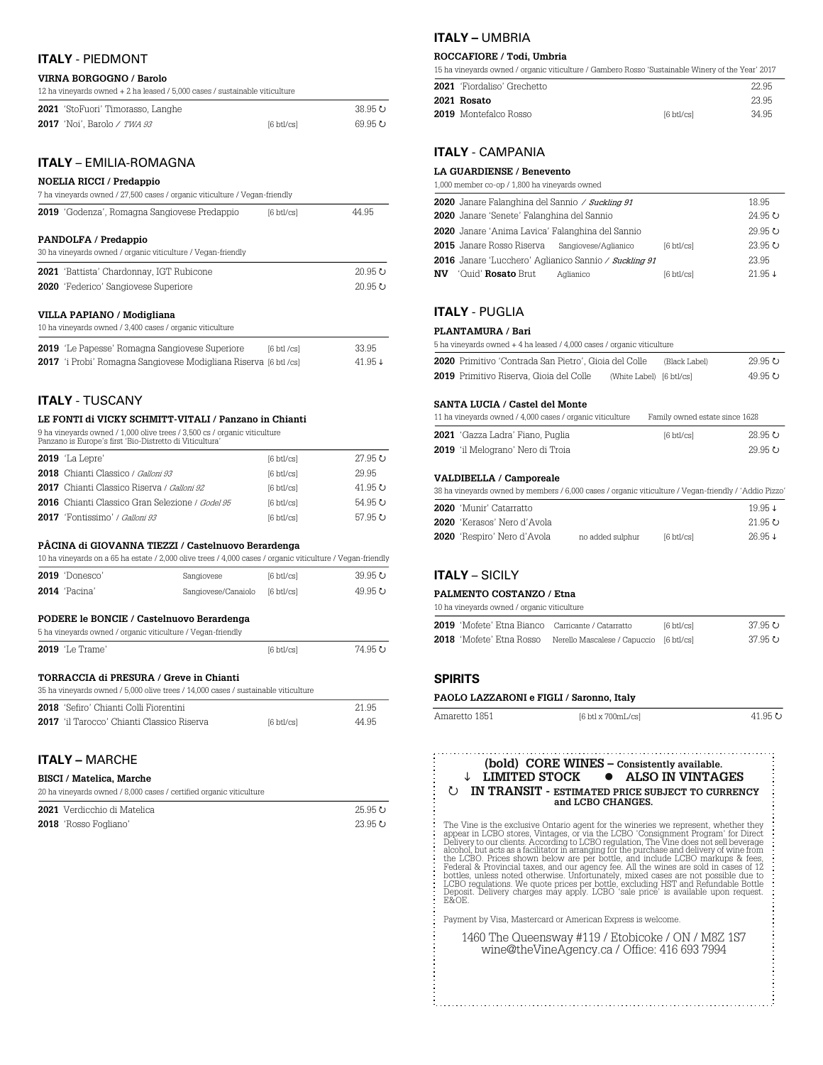## ITALY - PIEDMONT

### VIRNA BORGOGNO / Barolo

12 ha vineyards owned + 2 ha leased / 5,000 cases / sustainable viticulture

| | | |
|---|---|---|
| **2021** 'StoFuori' Timorasso, Langhe | | 38.95 ↻ |
| **2017** 'Noi', Barolo / *TWA 93* | [6 btl/cs] | 69.95 ↻ |

## ITALY – EMILIA-ROMAGNA

### NOELIA RICCI / Predappio

7 ha vineyards owned / 27,500 cases / organic viticulture / Vegan-friendly

| | | |
|---|---|---|
| **2019** 'Godenza', Romagna Sangiovese Predappio | [6 btl/cs] | 44.95 |

### PANDOLFA / Predappio

30 ha vineyards owned / organic viticulture / Vegan-friendly

| | |
|---|---|
| **2021** 'Battista' Chardonnay, IGT Rubicone | 20.95 ↻ |
| **2020** 'Federico' Sangiovese Superiore | 20.95 ↻ |

### VILLA PAPIANO / Modigliana

10 ha vineyards owned / 3,400 cases / organic viticulture

| | | |
|---|---|---|
| **2019** 'Le Papesse' Romagna Sangiovese Superiore | [6 btl /cs] | 33.95 |
| **2017** 'i Probi' Romagna Sangiovese Modigliana Riserva | [6 btl /cs] | 41.95 ↓ |

## ITALY - TUSCANY

### LE FONTI di VICKY SCHMITT-VITALI / Panzano in Chianti

9 ha vineyards owned / 1,000 olive trees / 3,500 cs / organic viticulture
Panzano is Europe's first 'Bio-Distretto di Viticultura'

| | | |
|---|---|---|
| **2019** 'La Lepre' | [6 btl/cs] | 27.95 ↻ |
| **2018** Chianti Classico / *Galloni 93* | [6 btl/cs] | 29.95 |
| **2017** Chianti Classico Riserva / *Galloni 92* | [6 btl/cs] | 41.95 ↻ |
| **2016** Chianti Classico Gran Selezione / *Godel 95* | [6 btl/cs] | 54.95 ↻ |
| **2017** 'Fontissimo' / *Galloni 93* | [6 btl/cs] | 57.95 ↻ |

### PÂCINA di GIOVANNA TIEZZI / Castelnuovo Berardenga

10 ha vineyards on a 65 ha estate / 2,000 olive trees / 4,000 cases / organic viticulture / Vegan-friendly

| | | | |
|---|---|---|---|
| **2019** 'Donesco' | Sangiovese | [6 btl/cs] | 39.95 ↻ |
| **2014** 'Pacina' | Sangiovese/Canaiolo | [6 btl/cs] | 49.95 ↻ |

### PODERE le BONCIE / Castelnuovo Berardenga

5 ha vineyards owned / organic viticulture / Vegan-friendly

| | | |
|---|---|---|
| **2019** 'Le Trame' | [6 btl/cs] | 74.95 ↻ |

### TORRACCIA di PRESURA / Greve in Chianti

35 ha vineyards owned / 5,000 olive trees / 14,000 cases / sustainable viticulture

| | | |
|---|---|---|
| **2018** 'Sefiro' Chianti Colli Fiorentini | | 21.95 |
| **2017** 'il Tarocco' Chianti Classico Riserva | [6 btl/cs] | 44.95 |

## ITALY – MARCHE

### BISCI / Matelica, Marche

20 ha vineyards owned / 8,000 cases / certified organic viticulture

| | |
|---|---|
| **2021** Verdicchio di Matelica | 25.95 ↻ |
| **2018** 'Rosso Fogliano' | 23.95 ↻ |

## ITALY – UMBRIA

### ROCCAFIORE / Todi, Umbria

15 ha vineyards owned / organic viticulture / Gambero Rosso 'Sustainable Winery of the Year' 2017

| | | |
|---|---|---|
| **2021** 'Fiordaliso' Grechetto | | 22.95 |
| **2021 Rosato** | | 23.95 |
| **2019** Montefalco Rosso | [6 btl/cs] | 34.95 |

## ITALY - CAMPANIA

### LA GUARDIENSE / Benevento

1,000 member co-op / 1,800 ha vineyards owned

| | | | |
|---|---|---|---|
| **2020** Janare Falanghina del Sannio / *Suckling 91* | | | 18.95 |
| **2020** Janare 'Senete' Falanghina del Sannio | | | 24.95 ↻ |
| **2020** Janare 'Anima Lavica' Falanghina del Sannio | | | 29.95 ↻ |
| **2015** Janare Rosso Riserva | Sangiovese/Aglianico | [6 btl/cs] | 23.95 ↻ |
| **2016** Janare 'Lucchero' Aglianico Sannio / *Suckling 91* | | | 23.95 |
| **NV** 'Quid' **Rosato** Brut | Aglianico | [6 btl/cs] | 21.95 ↓ |

## ITALY - PUGLIA

### PLANTAMURA / Bari

5 ha vineyards owned + 4 ha leased / 4,000 cases / organic viticulture

| | | | |
|---|---|---|---|
| **2020** Primitivo 'Contrada San Pietro', Gioia del Colle | (Black Label) | | 29.95 ↻ |
| **2019** Primitivo Riserva, Gioia del Colle | (White Label) | [6 btl/cs] | 49.95 ↻ |

### SANTA LUCIA / Castel del Monte

11 ha vineyards owned / 4,000 cases / organic viticulture — Family owned estate since 1628

| | | |
|---|---|---|
| **2021** 'Gazza Ladra' Fiano, Puglia | [6 btl/cs] | 28.95 ↻ |
| **2019** 'il Melograno' Nero di Troia | | 29.95 ↻ |

### VALDIBELLA / Camporeale

38 ha vineyards owned by members / 6,000 cases / organic viticulture / Vegan-friendly / 'Addio Pizzo'

| | | | |
|---|---|---|---|
| **2020** 'Munir' Catarratto | | | 19.95 ↓ |
| **2020** 'Kerasos' Nero d'Avola | | | 21.95 ↻ |
| **2020** 'Respiro' Nero d'Avola | no added sulphur | [6 btl/cs] | 26.95 ↓ |

## ITALY – SICILY

### PALMENTO COSTANZO / Etna

10 ha vineyards owned / organic viticulture

| | | | |
|---|---|---|---|
| **2019** 'Mofete' Etna Bianco | Carricante / Catarratto | [6 btl/cs] | 37.95 ↻ |
| **2018** 'Mofete' Etna Rosso | Nerello Mascalese / Capuccio | [6 btl/cs] | 37.95 ↻ |

## SPIRITS

### PAOLO LAZZARONI e FIGLI / Saronno, Italy

| | | |
|---|---|---|
| Amaretto 1851 | [6 btl x 700mL/cs] | 41.95 ↻ |

---

**(bold) CORE WINES – Consistently available.**
**↓ LIMITED STOCK ● ALSO IN VINTAGES**
**↻ IN TRANSIT - ESTIMATED PRICE SUBJECT TO CURRENCY and LCBO CHANGES.**

The Vine is the exclusive Ontario agent for the wineries we represent, whether they appear in LCBO stores, Vintages, or via the LCBO 'Consignment Program' for Direct Delivery to our clients. According to LCBO regulation, The Vine does not sell beverage alcohol, but acts as a facilitator in arranging for the purchase and delivery of wine from the LCBO. Prices shown below are per bottle, and include LCBO markups & fees, Federal & Provincial taxes, and our agency fee. All the wines are sold in cases of 12 bottles, unless noted otherwise. Unfortunately, mixed cases are not possible due to LCBO regulations. We quote prices per bottle, excluding HST and Refundable Bottle Deposit. Delivery charges may apply. LCBO 'sale price' is available upon request. E&OE.

Payment by Visa, Mastercard or American Express is welcome.

1460 The Queensway #119 / Etobicoke / ON / M8Z 1S7
wine@theVineAgency.ca / Office: 416 693 7994